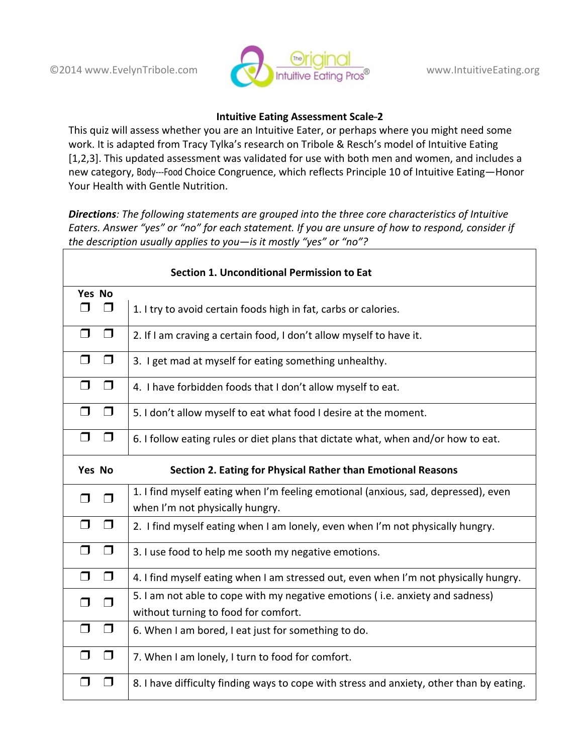©2014 www.EvelynTribole.com www.IntuitiveEating.org

### Intuitive Eating Assessment Scale-2

This quiz will assess whether you are an Intuitive Eater, or perhaps where you might need some work. It is adapted from Tracy Tylka's research on Tribole & Resch's model of Intuitive Eating [1,2,3]. This updated assessment was validated for use with both men and women, and includes a new category, Body---Food Choice Congruence, which reflects Principle 10 of Intuitive Eating—Honor Your Health with Gentle Nutrition.

***Directions****: The following statements are grouped into the three core characteristics of Intuitive Eaters. Answer "yes" or "no" for each statement. If you are unsure of how to respond, consider if the description usually applies to you—is it mostly "yes" or "no"?*

| Yes | No | Section 1. Unconditional Permission to Eat |
|---|---|---|
| ❒ | ❒ | 1. I try to avoid certain foods high in fat, carbs or calories. |
| ❒ | ❒ | 2. If I am craving a certain food, I don't allow myself to have it. |
| ❒ | ❒ | 3. I get mad at myself for eating something unhealthy. |
| ❒ | ❒ | 4. I have forbidden foods that I don't allow myself to eat. |
| ❒ | ❒ | 5. I don't allow myself to eat what food I desire at the moment. |
| ❒ | ❒ | 6. I follow eating rules or diet plans that dictate what, when and/or how to eat. |
| **Yes** | **No** | **Section 2. Eating for Physical Rather than Emotional Reasons** |
| ❒ | ❒ | 1. I find myself eating when I'm feeling emotional (anxious, sad, depressed), even when I'm not physically hungry. |
| ❒ | ❒ | 2. I find myself eating when I am lonely, even when I'm not physically hungry. |
| ❒ | ❒ | 3. I use food to help me sooth my negative emotions. |
| ❒ | ❒ | 4. I find myself eating when I am stressed out, even when I'm not physically hungry. |
| ❒ | ❒ | 5. I am not able to cope with my negative emotions ( i.e. anxiety and sadness) without turning to food for comfort. |
| ❒ | ❒ | 6. When I am bored, I eat just for something to do. |
| ❒ | ❒ | 7. When I am lonely, I turn to food for comfort. |
| ❒ | ❒ | 8. I have difficulty finding ways to cope with stress and anxiety, other than by eating. |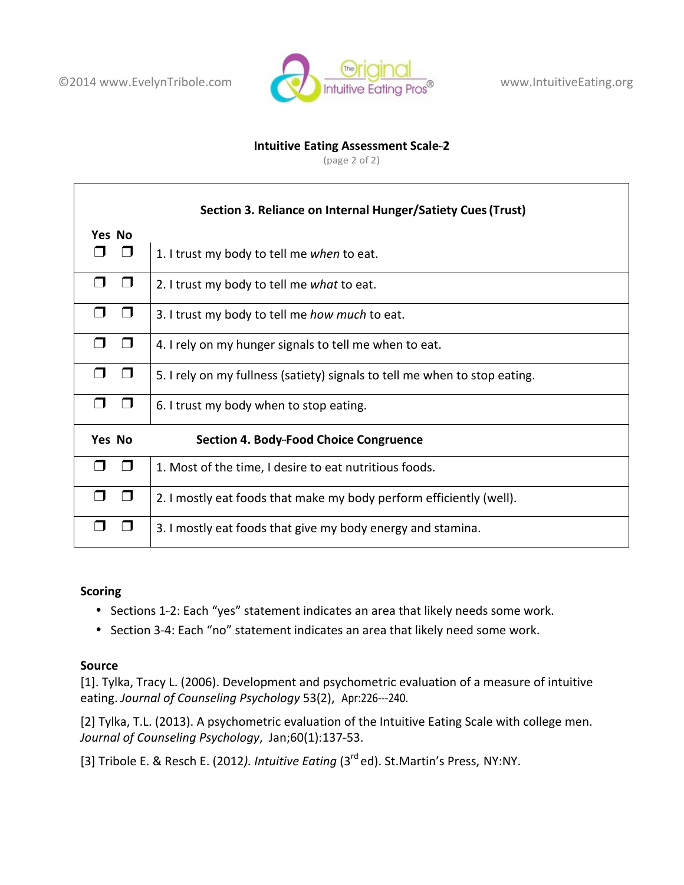## Intuitive Eating Assessment Scale-2

(page 2 of 2)

| Yes | No | Section 3. Reliance on Internal Hunger/Satiety Cues (Trust) |
|---|---|---|
| ❒ | ❒ | 1. I trust my body to tell me *when* to eat. |
| ❒ | ❒ | 2. I trust my body to tell me *what* to eat. |
| ❒ | ❒ | 3. I trust my body to tell me *how much* to eat. |
| ❒ | ❒ | 4. I rely on my hunger signals to tell me when to eat. |
| ❒ | ❒ | 5. I rely on my fullness (satiety) signals to tell me when to stop eating. |
| ❒ | ❒ | 6. I trust my body when to stop eating. |
| **Yes** | **No** | **Section 4. Body-Food Choice Congruence** |
| ❒ | ❒ | 1. Most of the time, I desire to eat nutritious foods. |
| ❒ | ❒ | 2. I mostly eat foods that make my body perform efficiently (well). |
| ❒ | ❒ | 3. I mostly eat foods that give my body energy and stamina. |

**Scoring**

- Sections 1-2: Each "yes" statement indicates an area that likely needs some work.
- Section 3-4: Each "no" statement indicates an area that likely need some work.

**Source**

[1]. Tylka, Tracy L. (2006). Development and psychometric evaluation of a measure of intuitive eating. *Journal of Counseling Psychology* 53(2), Apr:226---240.

[2] Tylka, T.L. (2013). A psychometric evaluation of the Intuitive Eating Scale with college men. *Journal of Counseling Psychology*, Jan;60(1):137-53.

[3] Tribole E. & Resch E. (2012*). Intuitive Eating* (3rd ed). St.Martin's Press, NY:NY.